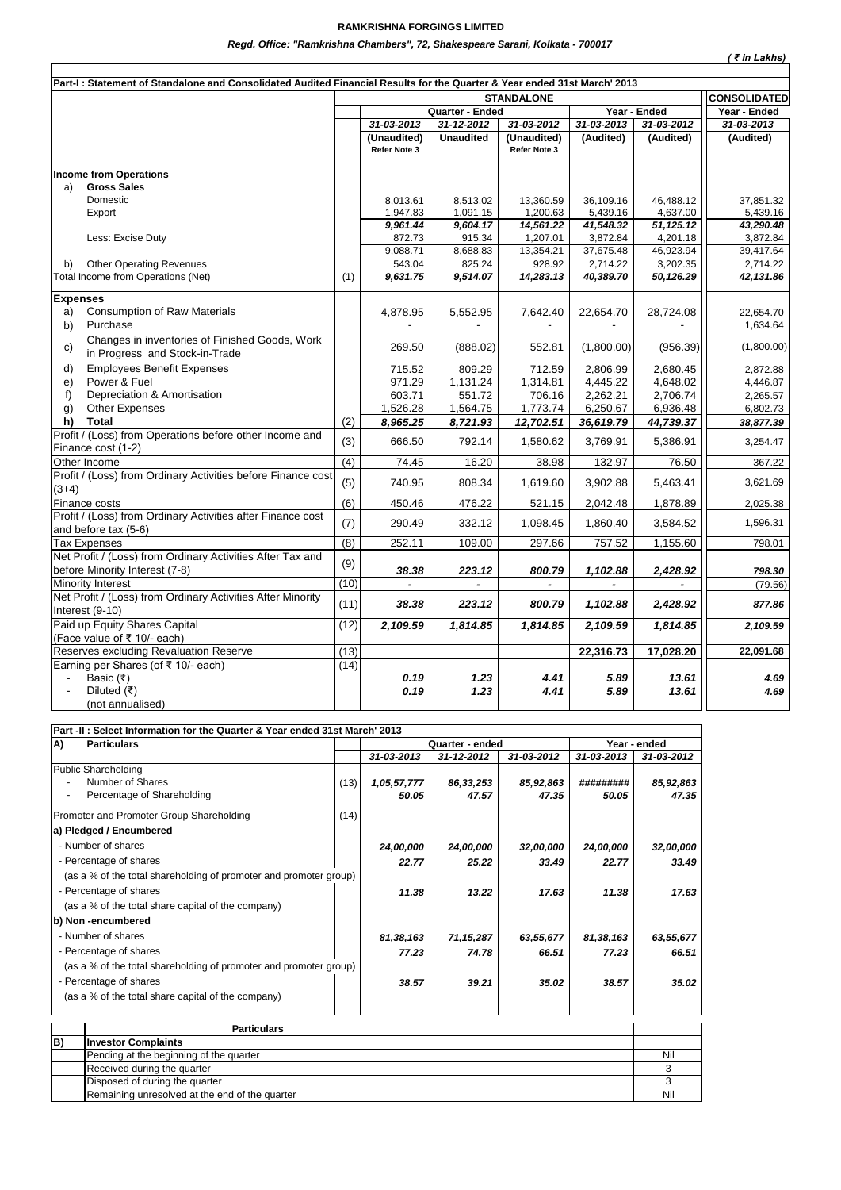# RAMKRISHNA FORGINGS LIMITED

***Regd. Office: "Ramkrishna Chambers", 72, Shakespeare Sarani, Kolkata - 700017***

***( ₹ in Lakhs)***

**Part-I : Statement of Standalone and Consolidated Audited Financial Results for the Quarter & Year ended 31st March' 2013**

| | | STANDALONE | | | | | CONSOLIDATED |
|---|---|---|---|---|---|---|---|
| | | Quarter - Ended | | | Year - Ended | | Year - Ended |
| | | *31-03-2013* | *31-12-2012* | *31-03-2012* | *31-03-2013* | *31-03-2012* | *31-03-2013* |
| | | (Unaudited) Refer Note 3 | (Unaudited) | (Unaudited) Refer Note 3 | (Audited) | (Audited) | (Audited) |
| **Income from Operations** | | | | | | | |
| a) **Gross Sales** | | | | | | | |
| Domestic | | 8,013.61 | 8,513.02 | 13,360.59 | 36,109.16 | 46,488.12 | 37,851.32 |
| Export | | 1,947.83 | 1,091.15 | 1,200.63 | 5,439.16 | 4,637.00 | 5,439.16 |
| | | *9,961.44* | *9,604.17* | *14,561.22* | *41,548.32* | *51,125.12* | *43,290.48* |
| Less: Excise Duty | | 872.73 | 915.34 | 1,207.01 | 3,872.84 | 4,201.18 | 3,872.84 |
| | | 9,088.71 | 8,688.83 | 13,354.21 | 37,675.48 | 46,923.94 | 39,417.64 |
| b) Other Operating Revenues | | 543.04 | 825.24 | 928.92 | 2,714.22 | 3,202.35 | 2,714.22 |
| Total Income from Operations (Net) | (1) | *9,631.75* | *9,514.07* | *14,283.13* | *40,389.70* | *50,126.29* | *42,131.86* |
| **Expenses** | | | | | | | |
| a) Consumption of Raw Materials | | 4,878.95 | 5,552.95 | 7,642.40 | 22,654.70 | 28,724.08 | 22,654.70 |
| b) Purchase | | - | - | - | - | - | 1,634.64 |
| c) Changes in inventories of Finished Goods, Work in Progress and Stock-in-Trade | | 269.50 | (888.02) | 552.81 | (1,800.00) | (956.39) | (1,800.00) |
| d) Employees Benefit Expenses | | 715.52 | 809.29 | 712.59 | 2,806.99 | 2,680.45 | 2,872.88 |
| e) Power & Fuel | | 971.29 | 1,131.24 | 1,314.81 | 4,445.22 | 4,648.02 | 4,446.87 |
| f) Depreciation & Amortisation | | 603.71 | 551.72 | 706.16 | 2,262.21 | 2,706.74 | 2,265.57 |
| g) Other Expenses | | 1,526.28 | 1,564.75 | 1,773.74 | 6,250.67 | 6,936.48 | 6,802.73 |
| **h) Total** | (2) | *8,965.25* | *8,721.93* | *12,702.51* | *36,619.79* | *44,739.37* | *38,877.39* |
| Profit / (Loss) from Operations before other Income and Finance cost (1-2) | (3) | 666.50 | 792.14 | 1,580.62 | 3,769.91 | 5,386.91 | 3,254.47 |
| Other Income | (4) | 74.45 | 16.20 | 38.98 | 132.97 | 76.50 | 367.22 |
| Profit / (Loss) from Ordinary Activities before Finance cost (3+4) | (5) | 740.95 | 808.34 | 1,619.60 | 3,902.88 | 5,463.41 | 3,621.69 |
| Finance costs | (6) | 450.46 | 476.22 | 521.15 | 2,042.48 | 1,878.89 | 2,025.38 |
| Profit / (Loss) from Ordinary Activities after Finance cost and before tax (5-6) | (7) | 290.49 | 332.12 | 1,098.45 | 1,860.40 | 3,584.52 | 1,596.31 |
| Tax Expenses | (8) | 252.11 | 109.00 | 297.66 | 757.52 | 1,155.60 | 798.01 |
| Net Profit / (Loss) from Ordinary Activities After Tax and before Minority Interest (7-8) | (9) | *38.38* | *223.12* | *800.79* | *1,102.88* | *2,428.92* | *798.30* |
| Minority Interest | (10) | - | - | - | - | - | (79.56) |
| Net Profit / (Loss) from Ordinary Activities After Minority Interest (9-10) | (11) | *38.38* | *223.12* | *800.79* | *1,102.88* | *2,428.92* | *877.86* |
| Paid up Equity Shares Capital (Face value of ₹ 10/- each) | (12) | *2,109.59* | *1,814.85* | *1,814.85* | *2,109.59* | *1,814.85* | *2,109.59* |
| Reserves excluding Revaluation Reserve | (13) | | | | 22,316.73 | 17,028.20 | 22,091.68 |
| Earning per Shares (of ₹ 10/- each) | (14) | | | | | | |
| - Basic (₹) | | *0.19* | *1.23* | *4.41* | *5.89* | *13.61* | *4.69* |
| - Diluted (₹) | | *0.19* | *1.23* | *4.41* | *5.89* | *13.61* | *4.69* |
| (not annualised) | | | | | | | |

**Part -II : Select Information for the Quarter & Year ended 31st March' 2013**

| A) **Particulars** | | Quarter - ended | | | Year - ended | |
|---|---|---|---|---|---|---|
| | | *31-03-2013* | *31-12-2012* | *31-03-2012* | *31-03-2013* | *31-03-2012* |
| Public Shareholding | | | | | | |
| - Number of Shares | (13) | *1,05,57,777* | *86,33,253* | *85,92,863* | ######### | *85,92,863* |
| - Percentage of Shareholding | | *50.05* | *47.57* | *47.35* | *50.05* | *47.35* |
| Promoter and Promoter Group Shareholding | (14) | | | | | |
| **a) Pledged / Encumbered** | | | | | | |
| - Number of shares | | *24,00,000* | *24,00,000* | *32,00,000* | *24,00,000* | *32,00,000* |
| - Percentage of shares (as a % of the total shareholding of promoter and promoter group) | | *22.77* | *25.22* | *33.49* | *22.77* | *33.49* |
| - Percentage of shares (as a % of the total share capital of the company) | | *11.38* | *13.22* | *17.63* | *11.38* | *17.63* |
| **b) Non -encumbered** | | | | | | |
| - Number of shares | | *81,38,163* | *71,15,287* | *63,55,677* | *81,38,163* | *63,55,677* |
| - Percentage of shares (as a % of the total shareholding of promoter and promoter group) | | *77.23* | *74.78* | *66.51* | *77.23* | *66.51* |
| - Percentage of shares (as a % of the total share capital of the company) | | *38.57* | *39.21* | *35.02* | *38.57* | *35.02* |

| | **Particulars** | |
|---|---|---|
| **B)** | **Investor Complaints** | |
| | Pending at the beginning of the quarter | Nil |
| | Received during the quarter | 3 |
| | Disposed of during the quarter | 3 |
| | Remaining unresolved at the end of the quarter | Nil |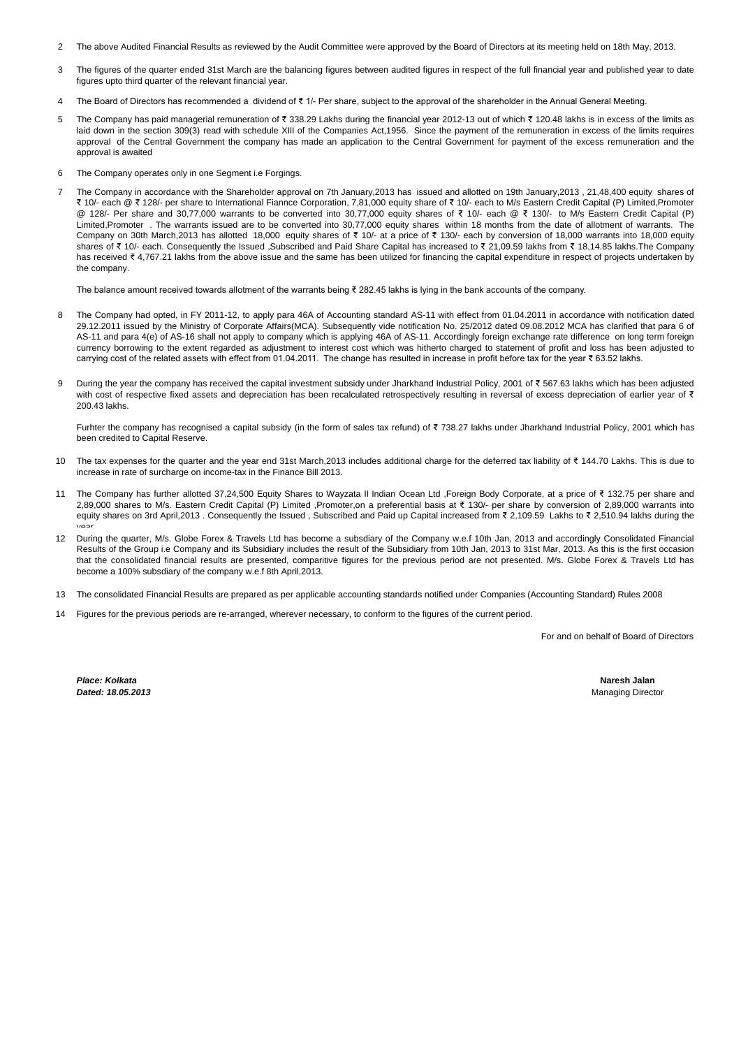2 The above Audited Financial Results as reviewed by the Audit Committee were approved by the Board of Directors at its meeting held on 18th May, 2013.

3 The figures of the quarter ended 31st March are the balancing figures between audited figures in respect of the full financial year and published year to date figures upto third quarter of the relevant financial year.

4 The Board of Directors has recommended a dividend of ₹ 1/- Per share, subject to the approval of the shareholder in the Annual General Meeting.

5 The Company has paid managerial remuneration of ₹ 338.29 Lakhs during the financial year 2012-13 out of which ₹ 120.48 lakhs is in excess of the limits as laid down in the section 309(3) read with schedule XIII of the Companies Act,1956. Since the payment of the remuneration in excess of the limits requires approval of the Central Government the company has made an application to the Central Government for payment of the excess remuneration and the approval is awaited

6 The Company operates only in one Segment i.e Forgings.

7 The Company in accordance with the Shareholder approval on 7th January,2013 has issued and allotted on 19th January,2013 , 21,48,400 equity shares of ₹ 10/- each @ ₹ 128/- per share to International Fiannce Corporation, 7,81,000 equity share of ₹ 10/- each to M/s Eastern Credit Capital (P) Limited,Promoter @ 128/- Per share and 30,77,000 warrants to be converted into 30,77,000 equity shares of ₹ 10/- each @ ₹ 130/- to M/s Eastern Credit Capital (P) Limited,Promoter . The warrants issued are to be converted into 30,77,000 equity shares within 18 months from the date of allotment of warrants. The Company on 30th March,2013 has allotted 18,000 equity shares of ₹ 10/- at a price of ₹ 130/- each by conversion of 18,000 warrants into 18,000 equity shares of ₹ 10/- each. Consequently the Issued ,Subscribed and Paid Share Capital has increased to ₹ 21,09.59 lakhs from ₹ 18,14.85 lakhs.The Company has received ₹ 4,767.21 lakhs from the above issue and the same has been utilized for financing the capital expenditure in respect of projects undertaken by the company.

The balance amount received towards allotment of the warrants being ₹ 282.45 lakhs is lying in the bank accounts of the company.

8 The Company had opted, in FY 2011-12, to apply para 46A of Accounting standard AS-11 with effect from 01.04.2011 in accordance with notification dated 29.12.2011 issued by the Ministry of Corporate Affairs(MCA). Subsequently vide notification No. 25/2012 dated 09.08.2012 MCA has clarified that para 6 of AS-11 and para 4(e) of AS-16 shall not apply to company which is applying 46A of AS-11. Accordingly foreign exchange rate difference on long term foreign currency borrowing to the extent regarded as adjustment to interest cost which was hitherto charged to statement of profit and loss has been adjusted to carrying cost of the related assets with effect from 01.04.2011. The change has resulted in increase in profit before tax for the year ₹ 63.52 lakhs.

9 During the year the company has received the capital investment subsidy under Jharkhand Industrial Policy, 2001 of ₹ 567.63 lakhs which has been adjusted with cost of respective fixed assets and depreciation has been recalculated retrospectively resulting in reversal of excess depreciation of earlier year of ₹ 200.43 lakhs.

Furhter the company has recognised a capital subsidy (in the form of sales tax refund) of ₹ 738.27 lakhs under Jharkhand Industrial Policy, 2001 which has been credited to Capital Reserve.

10 The tax expenses for the quarter and the year end 31st March,2013 includes additional charge for the deferred tax liability of ₹ 144.70 Lakhs. This is due to increase in rate of surcharge on income-tax in the Finance Bill 2013.

11 The Company has further allotted 37,24,500 Equity Shares to Wayzata II Indian Ocean Ltd ,Foreign Body Corporate, at a price of ₹ 132.75 per share and 2,89,000 shares to M/s. Eastern Credit Capital (P) Limited ,Promoter,on a preferential basis at ₹ 130/- per share by conversion of 2,89,000 warrants into equity shares on 3rd April,2013 . Consequently the Issued , Subscribed and Paid up Capital increased from ₹ 2,109.59 Lakhs to ₹ 2,510.94 lakhs during the year

12 During the quarter, M/s. Globe Forex & Travels Ltd has become a subsdiary of the Company w.e.f 10th Jan, 2013 and accordingly Consolidated Financial Results of the Group i.e Company and its Subsidiary includes the result of the Subsidiary from 10th Jan, 2013 to 31st Mar, 2013. As this is the first occasion that the consolidated financial results are presented, comparitive figures for the previous period are not presented. M/s. Globe Forex & Travels Ltd has become a 100% subsdiary of the company w.e.f 8th April,2013.

13 The consolidated Financial Results are prepared as per applicable accounting standards notified under Companies (Accounting Standard) Rules 2008

14 Figures for the previous periods are re-arranged, wherever necessary, to conform to the figures of the current period.

For and on behalf of Board of Directors

***Place: Kolkata***
***Dated: 18.05.2013***

**Naresh Jalan**
Managing Director